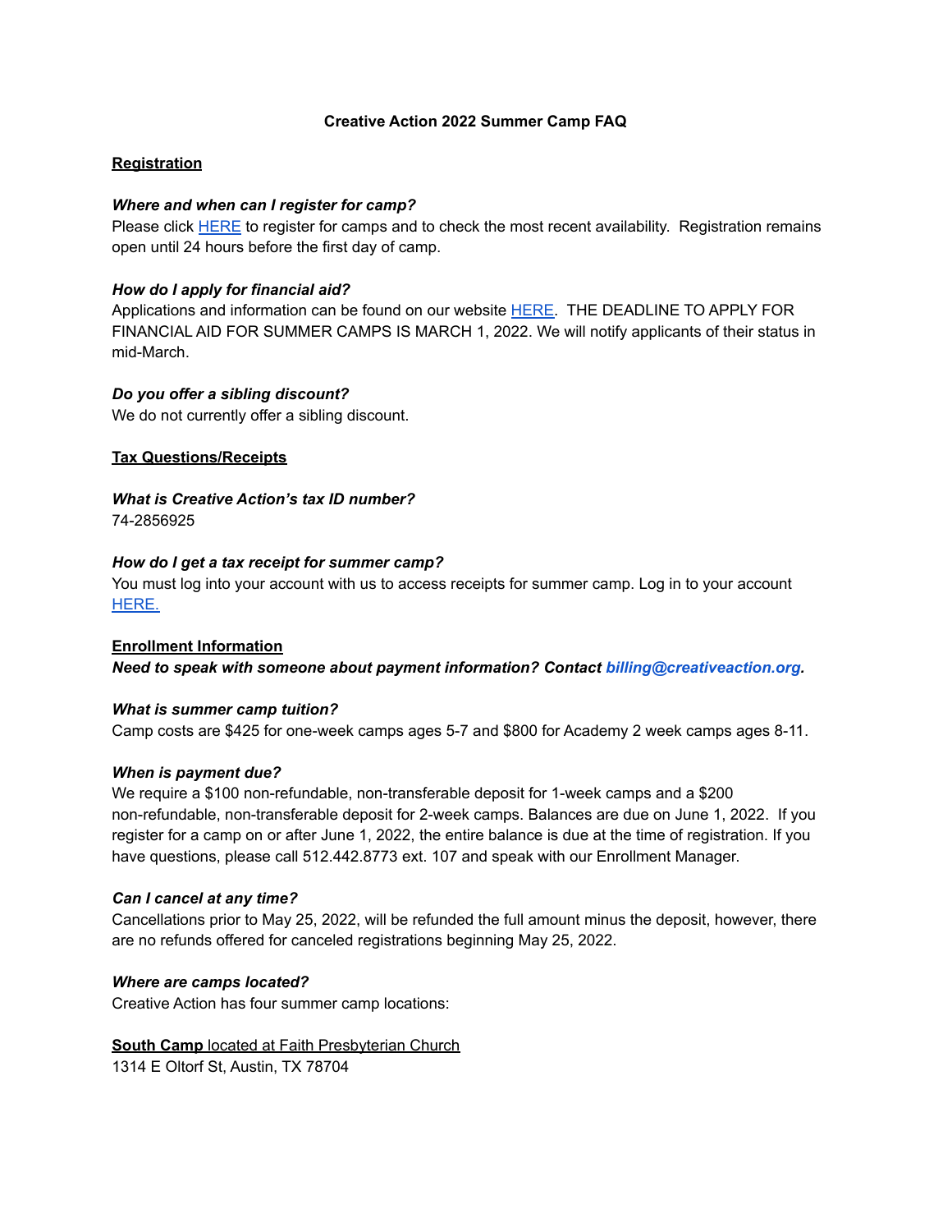# Creative Action 2022 Summer Camp FAQ

## Registration

***Where and when can I register for camp?***

Please click HERE to register for camps and to check the most recent availability. Registration remains open until 24 hours before the first day of camp.

***How do I apply for financial aid?***

Applications and information can be found on our website HERE. THE DEADLINE TO APPLY FOR FINANCIAL AID FOR SUMMER CAMPS IS MARCH 1, 2022. We will notify applicants of their status in mid-March.

***Do you offer a sibling discount?***

We do not currently offer a sibling discount.

## Tax Questions/Receipts

***What is Creative Action's tax ID number?***

74-2856925

***How do I get a tax receipt for summer camp?***

You must log into your account with us to access receipts for summer camp. Log in to your account HERE.

## Enrollment Information

***Need to speak with someone about payment information? Contact billing@creativeaction.org.***

***What is summer camp tuition?***

Camp costs are $425 for one-week camps ages 5-7 and $800 for Academy 2 week camps ages 8-11.

***When is payment due?***

We require a $100 non-refundable, non-transferable deposit for 1-week camps and a $200 non-refundable, non-transferable deposit for 2-week camps. Balances are due on June 1, 2022. If you register for a camp on or after June 1, 2022, the entire balance is due at the time of registration. If you have questions, please call 512.442.8773 ext. 107 and speak with our Enrollment Manager.

***Can I cancel at any time?***

Cancellations prior to May 25, 2022, will be refunded the full amount minus the deposit, however, there are no refunds offered for canceled registrations beginning May 25, 2022.

***Where are camps located?***

Creative Action has four summer camp locations:

**South Camp** located at Faith Presbyterian Church
1314 E Oltorf St, Austin, TX 78704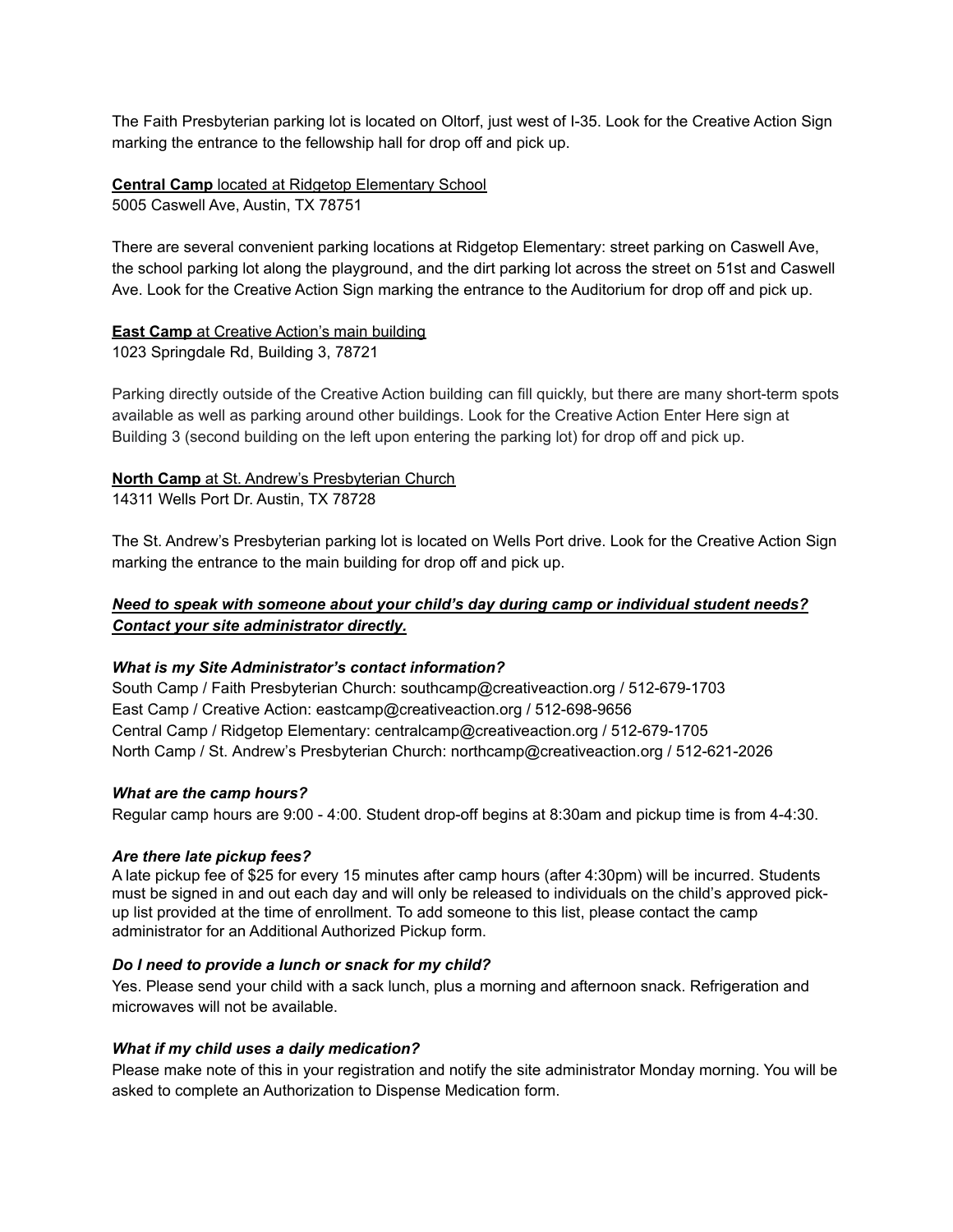The Faith Presbyterian parking lot is located on Oltorf, just west of I-35. Look for the Creative Action Sign marking the entrance to the fellowship hall for drop off and pick up.

**Central Camp** located at Ridgetop Elementary School
5005 Caswell Ave, Austin, TX 78751

There are several convenient parking locations at Ridgetop Elementary: street parking on Caswell Ave, the school parking lot along the playground, and the dirt parking lot across the street on 51st and Caswell Ave. Look for the Creative Action Sign marking the entrance to the Auditorium for drop off and pick up.

**East Camp** at Creative Action's main building
1023 Springdale Rd, Building 3, 78721

Parking directly outside of the Creative Action building can fill quickly, but there are many short-term spots available as well as parking around other buildings. Look for the Creative Action Enter Here sign at Building 3 (second building on the left upon entering the parking lot) for drop off and pick up.

**North Camp** at St. Andrew's Presbyterian Church
14311 Wells Port Dr. Austin, TX 78728

The St. Andrew's Presbyterian parking lot is located on Wells Port drive. Look for the Creative Action Sign marking the entrance to the main building for drop off and pick up.

***Need to speak with someone about your child's day during camp or individual student needs? Contact your site administrator directly.***

***What is my Site Administrator's contact information?***
South Camp / Faith Presbyterian Church: southcamp@creativeaction.org / 512-679-1703
East Camp / Creative Action: eastcamp@creativeaction.org / 512-698-9656
Central Camp / Ridgetop Elementary: centralcamp@creativeaction.org / 512-679-1705
North Camp / St. Andrew's Presbyterian Church: northcamp@creativeaction.org / 512-621-2026

***What are the camp hours?***
Regular camp hours are 9:00 - 4:00. Student drop-off begins at 8:30am and pickup time is from 4-4:30.

***Are there late pickup fees?***
A late pickup fee of $25 for every 15 minutes after camp hours (after 4:30pm) will be incurred. Students must be signed in and out each day and will only be released to individuals on the child's approved pick-up list provided at the time of enrollment. To add someone to this list, please contact the camp administrator for an Additional Authorized Pickup form.

***Do I need to provide a lunch or snack for my child?***
Yes. Please send your child with a sack lunch, plus a morning and afternoon snack. Refrigeration and microwaves will not be available.

***What if my child uses a daily medication?***
Please make note of this in your registration and notify the site administrator Monday morning. You will be asked to complete an Authorization to Dispense Medication form.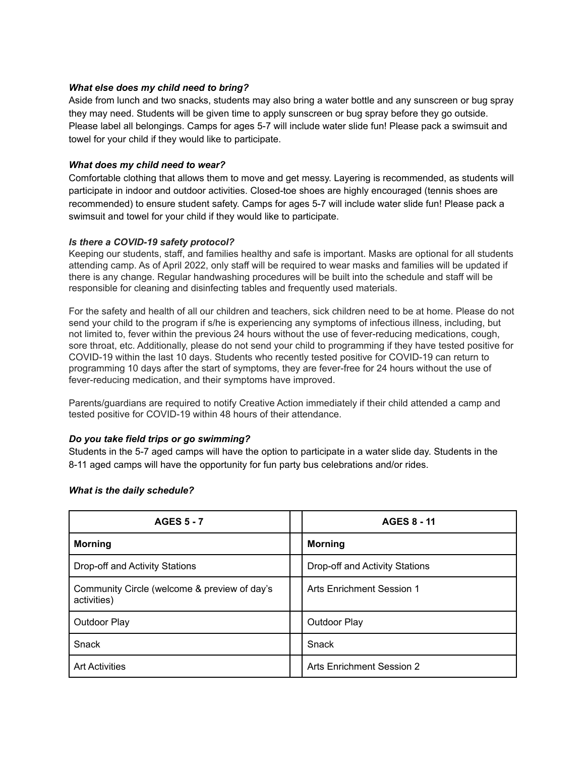***What else does my child need to bring?***

Aside from lunch and two snacks, students may also bring a water bottle and any sunscreen or bug spray they may need. Students will be given time to apply sunscreen or bug spray before they go outside. Please label all belongings. Camps for ages 5-7 will include water slide fun! Please pack a swimsuit and towel for your child if they would like to participate.

***What does my child need to wear?***

Comfortable clothing that allows them to move and get messy. Layering is recommended, as students will participate in indoor and outdoor activities. Closed-toe shoes are highly encouraged (tennis shoes are recommended) to ensure student safety. Camps for ages 5-7 will include water slide fun! Please pack a swimsuit and towel for your child if they would like to participate.

***Is there a COVID-19 safety protocol?***

Keeping our students, staff, and families healthy and safe is important. Masks are optional for all students attending camp. As of April 2022, only staff will be required to wear masks and families will be updated if there is any change. Regular handwashing procedures will be built into the schedule and staff will be responsible for cleaning and disinfecting tables and frequently used materials.

For the safety and health of all our children and teachers, sick children need to be at home. Please do not send your child to the program if s/he is experiencing any symptoms of infectious illness, including, but not limited to, fever within the previous 24 hours without the use of fever-reducing medications, cough, sore throat, etc. Additionally, please do not send your child to programming if they have tested positive for COVID-19 within the last 10 days. Students who recently tested positive for COVID-19 can return to programming 10 days after the start of symptoms, they are fever-free for 24 hours without the use of fever-reducing medication, and their symptoms have improved.

Parents/guardians are required to notify Creative Action immediately if their child attended a camp and tested positive for COVID-19 within 48 hours of their attendance.

***Do you take field trips or go swimming?***

Students in the 5-7 aged camps will have the option to participate in a water slide day. Students in the 8-11 aged camps will have the opportunity for fun party bus celebrations and/or rides.

***What is the daily schedule?***

| **AGES 5 - 7** | | **AGES 8 - 11** |
|---|---|---|
| **Morning** | | **Morning** |
| Drop-off and Activity Stations | | Drop-off and Activity Stations |
| Community Circle (welcome & preview of day's activities) | | Arts Enrichment Session 1 |
| Outdoor Play | | Outdoor Play |
| Snack | | Snack |
| Art Activities | | Arts Enrichment Session 2 |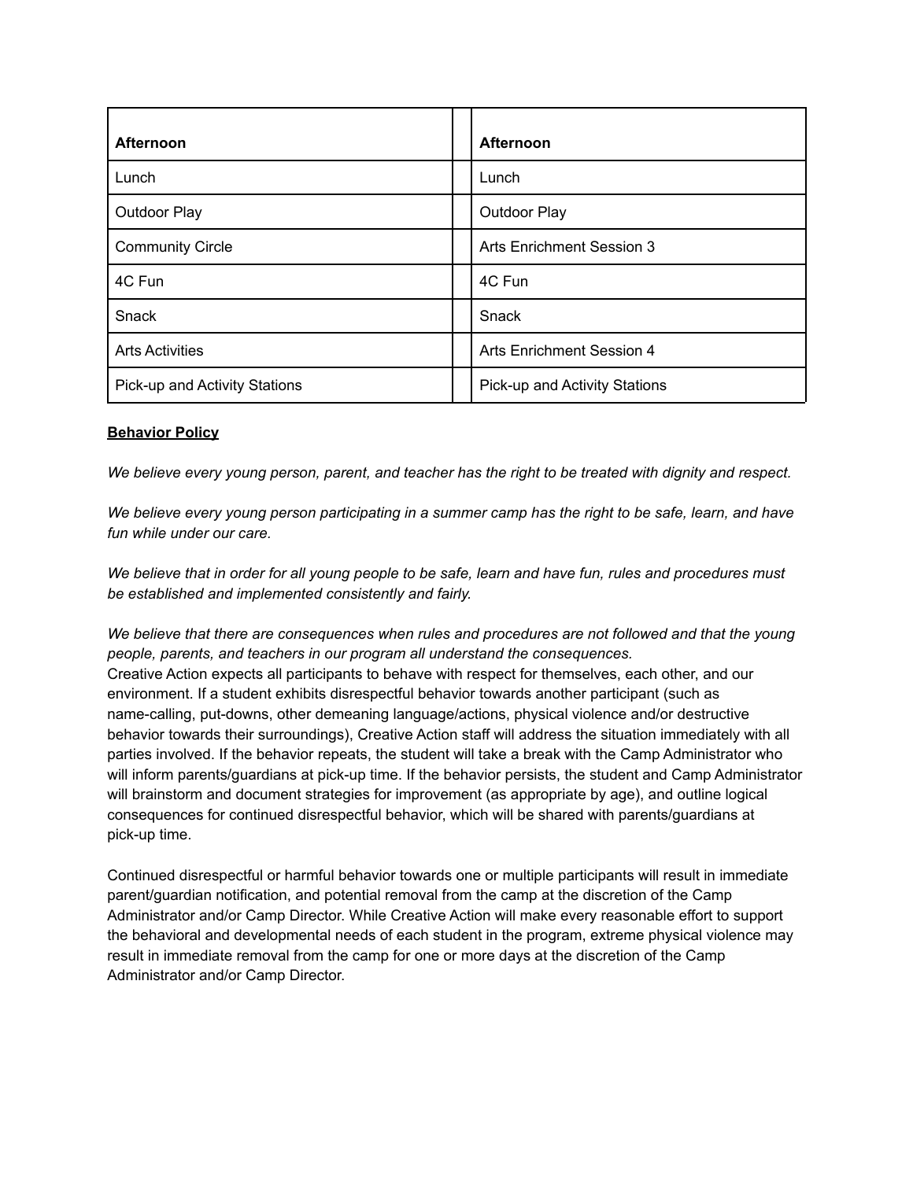| Afternoon | | Afternoon |
| --- | --- | --- |
| Lunch | | Lunch |
| Outdoor Play | | Outdoor Play |
| Community Circle | | Arts Enrichment Session 3 |
| 4C Fun | | 4C Fun |
| Snack | | Snack |
| Arts Activities | | Arts Enrichment Session 4 |
| Pick-up and Activity Stations | | Pick-up and Activity Stations |

**Behavior Policy**

*We believe every young person, parent, and teacher has the right to be treated with dignity and respect.*

*We believe every young person participating in a summer camp has the right to be safe, learn, and have fun while under our care.*

*We believe that in order for all young people to be safe, learn and have fun, rules and procedures must be established and implemented consistently and fairly.*

*We believe that there are consequences when rules and procedures are not followed and that the young people, parents, and teachers in our program all understand the consequences.*

Creative Action expects all participants to behave with respect for themselves, each other, and our environment. If a student exhibits disrespectful behavior towards another participant (such as name-calling, put-downs, other demeaning language/actions, physical violence and/or destructive behavior towards their surroundings), Creative Action staff will address the situation immediately with all parties involved. If the behavior repeats, the student will take a break with the Camp Administrator who will inform parents/guardians at pick-up time. If the behavior persists, the student and Camp Administrator will brainstorm and document strategies for improvement (as appropriate by age), and outline logical consequences for continued disrespectful behavior, which will be shared with parents/guardians at pick-up time.

Continued disrespectful or harmful behavior towards one or multiple participants will result in immediate parent/guardian notification, and potential removal from the camp at the discretion of the Camp Administrator and/or Camp Director. While Creative Action will make every reasonable effort to support the behavioral and developmental needs of each student in the program, extreme physical violence may result in immediate removal from the camp for one or more days at the discretion of the Camp Administrator and/or Camp Director.